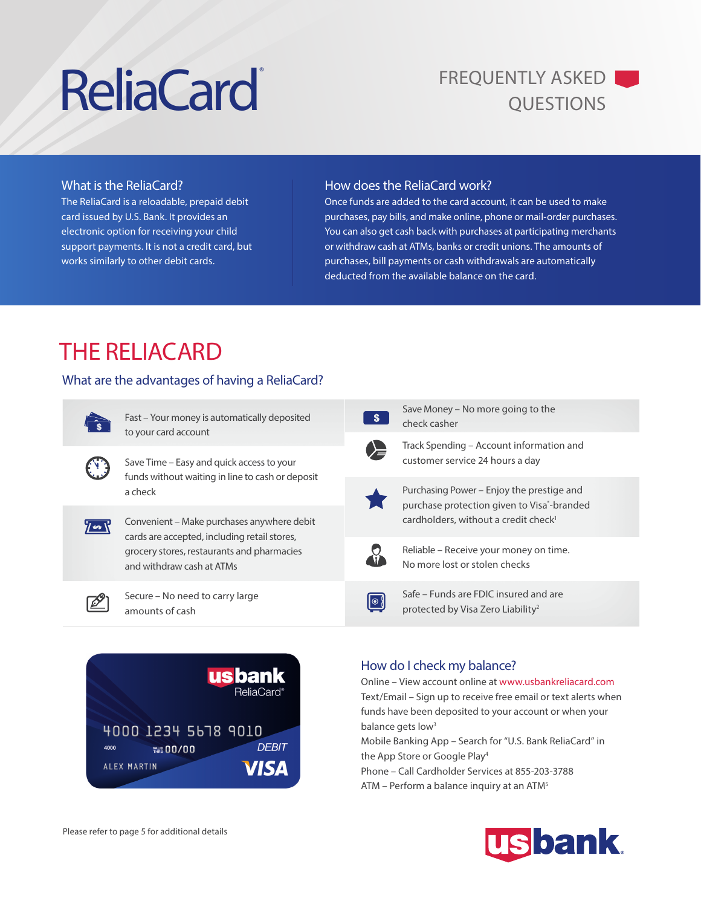# ReliaCard®

## FREQUENTLY ASKED QUESTIONS

### What is the ReliaCard?

The ReliaCard is a reloadable, prepaid debit card issued by U.S. Bank. It provides an electronic option for receiving your child support payments. It is not a credit card, but works similarly to other debit cards.

### How does the ReliaCard work?

Once funds are added to the card account, it can be used to make purchases, pay bills, and make online, phone or mail-order purchases. You can also get cash back with purchases at participating merchants or withdraw cash at ATMs, banks or credit unions. The amounts of purchases, bill payments or cash withdrawals are automatically deducted from the available balance on the card.

## THE RELIACARD

### What are the advantages of having a ReliaCard?

- Fast – Your money is automatically deposited to your card account
- Save Time – Easy and quick access to your funds without waiting in line to cash or deposit a check
- Convenient – Make purchases anywhere debit cards are accepted, including retail stores, grocery stores, restaurants and pharmacies and withdraw cash at ATMs
- Secure – No need to carry large amounts of cash
- Save Money – No more going to the check casher
- Track Spending – Account information and customer service 24 hours a day
- Purchasing Power – Enjoy the prestige and purchase protection given to Visa®-branded cardholders, without a credit check[1]
- Reliable – Receive your money on time. No more lost or stolen checks
- Safe – Funds are FDIC insured and are protected by Visa Zero Liability[2]

### How do I check my balance?

Online – View account online at www.usbankreliacard.com

Text/Email – Sign up to receive free email or text alerts when funds have been deposited to your account or when your balance gets low[3]

Mobile Banking App – Search for "U.S. Bank ReliaCard" in the App Store or Google Play[4]

Phone – Call Cardholder Services at 855-203-3788

ATM – Perform a balance inquiry at an ATM[5]

Please refer to page 5 for additional details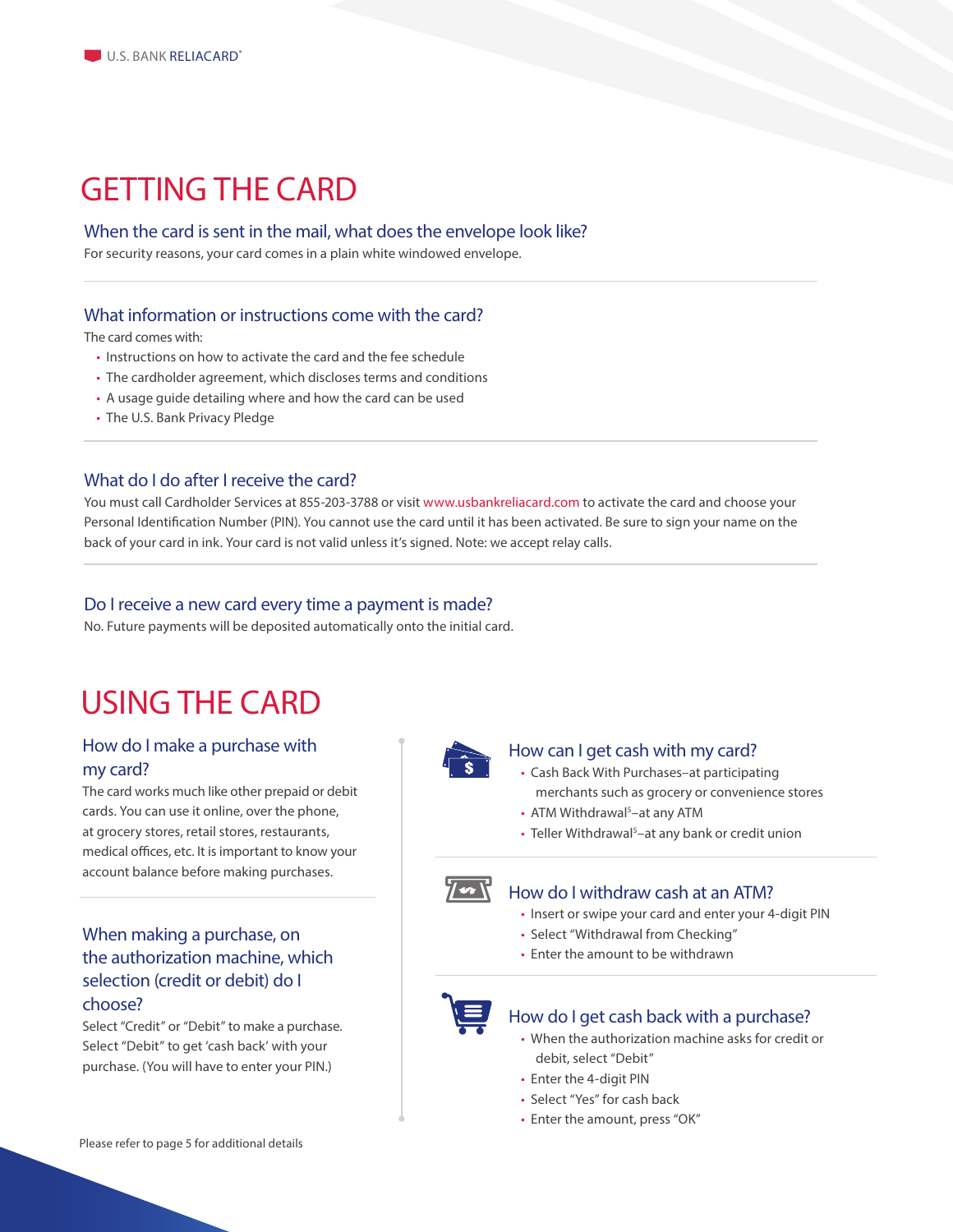# GETTING THE CARD

### When the card is sent in the mail, what does the envelope look like?

For security reasons, your card comes in a plain white windowed envelope.

### What information or instructions come with the card?

The card comes with:

- Instructions on how to activate the card and the fee schedule
- The cardholder agreement, which discloses terms and conditions
- A usage guide detailing where and how the card can be used
- The U.S. Bank Privacy Pledge

### What do I do after I receive the card?

You must call Cardholder Services at 855-203-3788 or visit www.usbankreliacard.com to activate the card and choose your Personal Identification Number (PIN). You cannot use the card until it has been activated. Be sure to sign your name on the back of your card in ink. Your card is not valid unless it's signed. Note: we accept relay calls.

### Do I receive a new card every time a payment is made?

No. Future payments will be deposited automatically onto the initial card.

# USING THE CARD

### How do I make a purchase with my card?

The card works much like other prepaid or debit cards. You can use it online, over the phone, at grocery stores, retail stores, restaurants, medical offices, etc. It is important to know your account balance before making purchases.

### When making a purchase, on the authorization machine, which selection (credit or debit) do I choose?

Select "Credit" or "Debit" to make a purchase. Select "Debit" to get 'cash back' with your purchase. (You will have to enter your PIN.)

### How can I get cash with my card?

- Cash Back With Purchases–at participating merchants such as grocery or convenience stores
- ATM Withdrawal[5]–at any ATM
- Teller Withdrawal[5]–at any bank or credit union

### How do I withdraw cash at an ATM?

- Insert or swipe your card and enter your 4-digit PIN
- Select "Withdrawal from Checking"
- Enter the amount to be withdrawn

### How do I get cash back with a purchase?

- When the authorization machine asks for credit or debit, select "Debit"
- Enter the 4-digit PIN
- Select "Yes" for cash back
- Enter the amount, press "OK"

Please refer to page 5 for additional details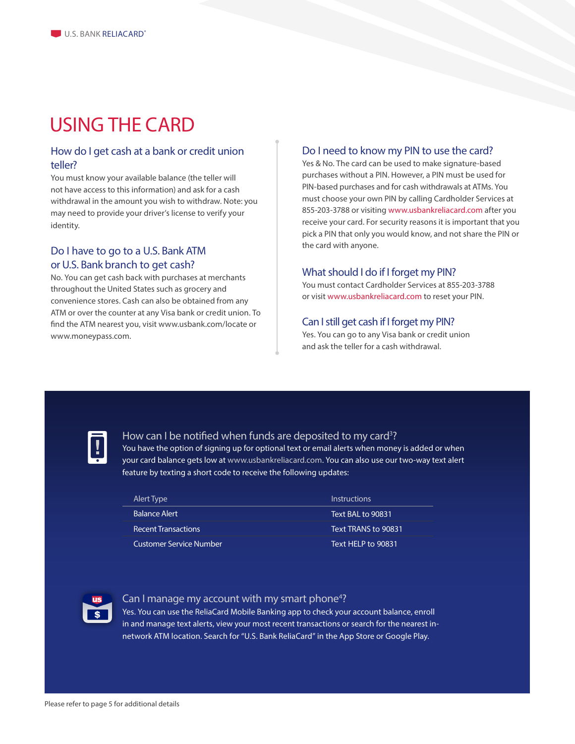# USING THE CARD

## How do I get cash at a bank or credit union teller?

You must know your available balance (the teller will not have access to this information) and ask for a cash withdrawal in the amount you wish to withdraw. Note: you may need to provide your driver's license to verify your identity.

## Do I have to go to a U.S. Bank ATM or U.S. Bank branch to get cash?

No. You can get cash back with purchases at merchants throughout the United States such as grocery and convenience stores. Cash can also be obtained from any ATM or over the counter at any Visa bank or credit union. To find the ATM nearest you, visit www.usbank.com/locate or www.moneypass.com.

## Do I need to know my PIN to use the card?

Yes & No. The card can be used to make signature-based purchases without a PIN. However, a PIN must be used for PIN-based purchases and for cash withdrawals at ATMs. You must choose your own PIN by calling Cardholder Services at 855-203-3788 or visiting www.usbankreliacard.com after you receive your card. For security reasons it is important that you pick a PIN that only you would know, and not share the PIN or the card with anyone.

## What should I do if I forget my PIN?

You must contact Cardholder Services at 855-203-3788 or visit www.usbankreliacard.com to reset your PIN.

## Can I still get cash if I forget my PIN?

Yes. You can go to any Visa bank or credit union and ask the teller for a cash withdrawal.

## How can I be notified when funds are deposited to my card[3]?

You have the option of signing up for optional text or email alerts when money is added or when your card balance gets low at www.usbankreliacard.com. You can also use our two-way text alert feature by texting a short code to receive the following updates:

| Alert Type | Instructions |
|---|---|
| Balance Alert | Text BAL to 90831 |
| Recent Transactions | Text TRANS to 90831 |
| Customer Service Number | Text HELP to 90831 |

## Can I manage my account with my smart phone[4]?

Yes. You can use the ReliaCard Mobile Banking app to check your account balance, enroll in and manage text alerts, view your most recent transactions or search for the nearest in-network ATM location. Search for "U.S. Bank ReliaCard" in the App Store or Google Play.

Please refer to page 5 for additional details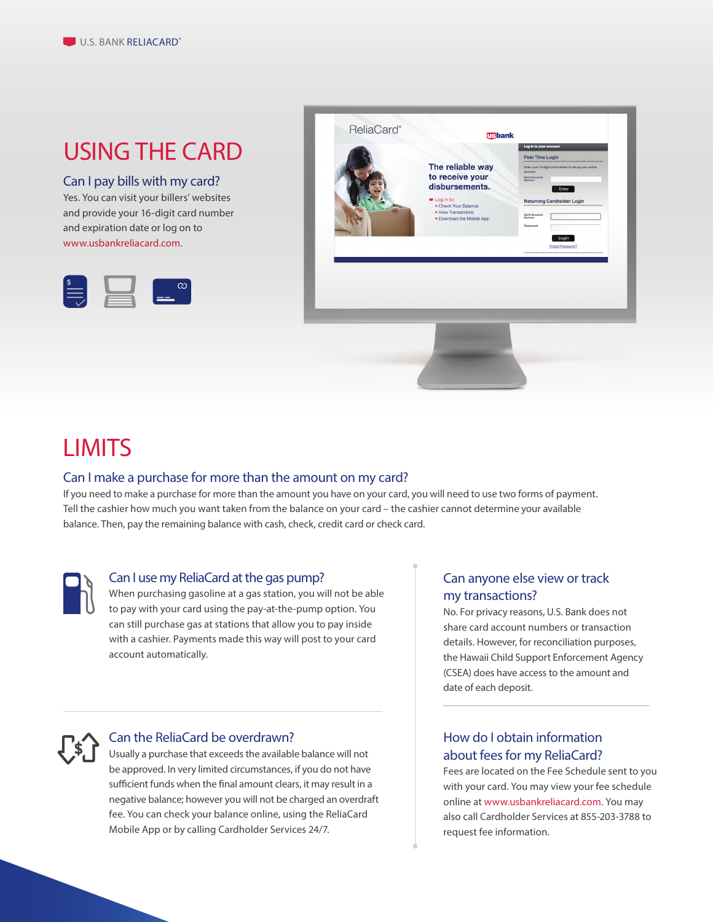# USING THE CARD

## Can I pay bills with my card?

Yes. You can visit your billers' websites and provide your 16-digit card number and expiration date or log on to www.usbankreliacard.com.

# LIMITS

## Can I make a purchase for more than the amount on my card?

If you need to make a purchase for more than the amount you have on your card, you will need to use two forms of payment. Tell the cashier how much you want taken from the balance on your card – the cashier cannot determine your available balance. Then, pay the remaining balance with cash, check, credit card or check card.

## Can I use my ReliaCard at the gas pump?

When purchasing gasoline at a gas station, you will not be able to pay with your card using the pay-at-the-pump option. You can still purchase gas at stations that allow you to pay inside with a cashier. Payments made this way will post to your card account automatically.

## Can the ReliaCard be overdrawn?

Usually a purchase that exceeds the available balance will not be approved. In very limited circumstances, if you do not have sufficient funds when the final amount clears, it may result in a negative balance; however you will not be charged an overdraft fee. You can check your balance online, using the ReliaCard Mobile App or by calling Cardholder Services 24/7.

## Can anyone else view or track my transactions?

No. For privacy reasons, U.S. Bank does not share card account numbers or transaction details. However, for reconciliation purposes, the Hawaii Child Support Enforcement Agency (CSEA) does have access to the amount and date of each deposit.

## How do I obtain information about fees for my ReliaCard?

Fees are located on the Fee Schedule sent to you with your card. You may view your fee schedule online at www.usbankreliacard.com. You may also call Cardholder Services at 855-203-3788 to request fee information.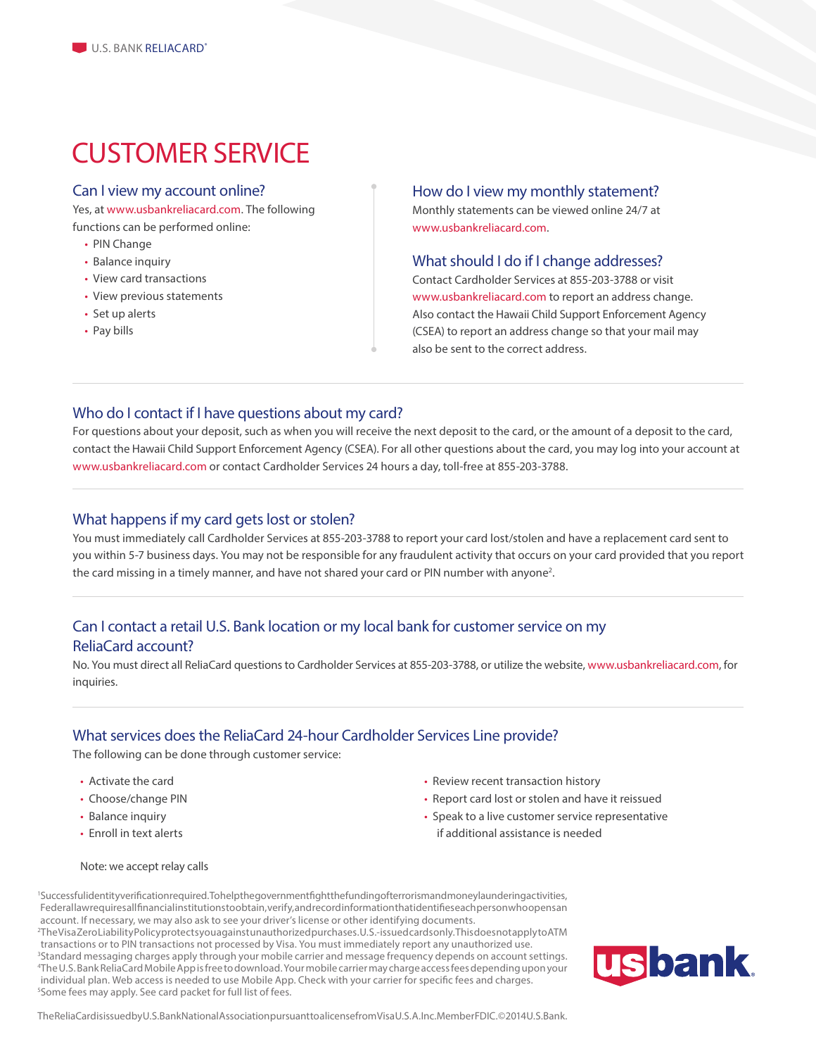U.S. BANK RELIACARD®

# CUSTOMER SERVICE

## Can I view my account online?

Yes, at www.usbankreliacard.com. The following functions can be performed online:

- PIN Change
- Balance inquiry
- View card transactions
- View previous statements
- Set up alerts
- Pay bills

## How do I view my monthly statement?

Monthly statements can be viewed online 24/7 at www.usbankreliacard.com.

## What should I do if I change addresses?

Contact Cardholder Services at 855-203-3788 or visit www.usbankreliacard.com to report an address change. Also contact the Hawaii Child Support Enforcement Agency (CSEA) to report an address change so that your mail may also be sent to the correct address.

## Who do I contact if I have questions about my card?

For questions about your deposit, such as when you will receive the next deposit to the card, or the amount of a deposit to the card, contact the Hawaii Child Support Enforcement Agency (CSEA). For all other questions about the card, you may log into your account at www.usbankreliacard.com or contact Cardholder Services 24 hours a day, toll-free at 855-203-3788.

## What happens if my card gets lost or stolen?

You must immediately call Cardholder Services at 855-203-3788 to report your card lost/stolen and have a replacement card sent to you within 5-7 business days. You may not be responsible for any fraudulent activity that occurs on your card provided that you report the card missing in a timely manner, and have not shared your card or PIN number with anyone[2].

## Can I contact a retail U.S. Bank location or my local bank for customer service on my ReliaCard account?

No. You must direct all ReliaCard questions to Cardholder Services at 855-203-3788, or utilize the website, www.usbankreliacard.com, for inquiries.

## What services does the ReliaCard 24-hour Cardholder Services Line provide?

The following can be done through customer service:

- Activate the card
- Choose/change PIN
- Balance inquiry
- Enroll in text alerts
- Review recent transaction history
- Report card lost or stolen and have it reissued
- Speak to a live customer service representative if additional assistance is needed

Note: we accept relay calls

[1]Successful identity verification required. To help the government fight the funding of terrorism and money laundering activities, Federal law requires all financial institutions to obtain, verify, and record information that identifies each person who opens an account. If necessary, we may also ask to see your driver's license or other identifying documents.
[2]The Visa Zero Liability Policy protects you against unauthorized purchases. U.S.-issued cards only. This does not apply to ATM transactions or to PIN transactions not processed by Visa. You must immediately report any unauthorized use.
[3]Standard messaging charges apply through your mobile carrier and message frequency depends on account settings.
[4]The U.S. Bank ReliaCard Mobile App is free to download. Your mobile carrier may charge access fees depending upon your individual plan. Web access is needed to use Mobile App. Check with your carrier for specific fees and charges.
[5]Some fees may apply. See card packet for full list of fees.

The ReliaCard is issued by U.S. Bank National Association pursuant to a license from Visa U.S.A. Inc. Member FDIC. ©2014 U.S. Bank.

usbank.